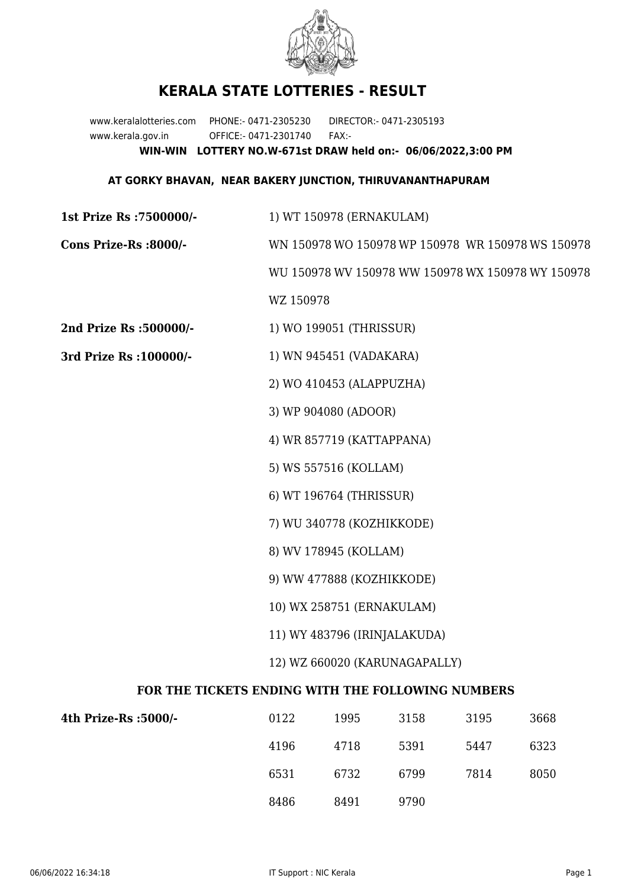# KERALA STATE LOTTERIES - RESULT

www.keralalotteries.com PHONE:- 0471-2305230 DIRECTOR:- 0471-2305193
www.kerala.gov.in OFFICE:- 0471-2301740 FAX:-

**WIN-WIN LOTTERY NO.W-671st DRAW held on:- 06/06/2022,3:00 PM**

**AT GORKY BHAVAN, NEAR BAKERY JUNCTION, THIRUVANANTHAPURAM**

**1st Prize Rs :7500000/-** 1) WT 150978 (ERNAKULAM)

**Cons Prize-Rs :8000/-** WN 150978 WO 150978 WP 150978 WR 150978 WS 150978 WU 150978 WV 150978 WW 150978 WX 150978 WY 150978 WZ 150978

**2nd Prize Rs :500000/-** 1) WO 199051 (THRISSUR)

**3rd Prize Rs :100000/-**
1) WN 945451 (VADAKARA)
2) WO 410453 (ALAPPUZHA)
3) WP 904080 (ADOOR)
4) WR 857719 (KATTAPPANA)
5) WS 557516 (KOLLAM)
6) WT 196764 (THRISSUR)
7) WU 340778 (KOZHIKKODE)
8) WV 178945 (KOLLAM)
9) WW 477888 (KOZHIKKODE)
10) WX 258751 (ERNAKULAM)
11) WY 483796 (IRINJALAKUDA)
12) WZ 660020 (KARUNAGAPALLY)

**FOR THE TICKETS ENDING WITH THE FOLLOWING NUMBERS**

**4th Prize-Rs :5000/-**

| | | | | |
|---|---|---|---|---|
| 0122 | 1995 | 3158 | 3195 | 3668 |
| 4196 | 4718 | 5391 | 5447 | 6323 |
| 6531 | 6732 | 6799 | 7814 | 8050 |
| 8486 | 8491 | 9790 | | |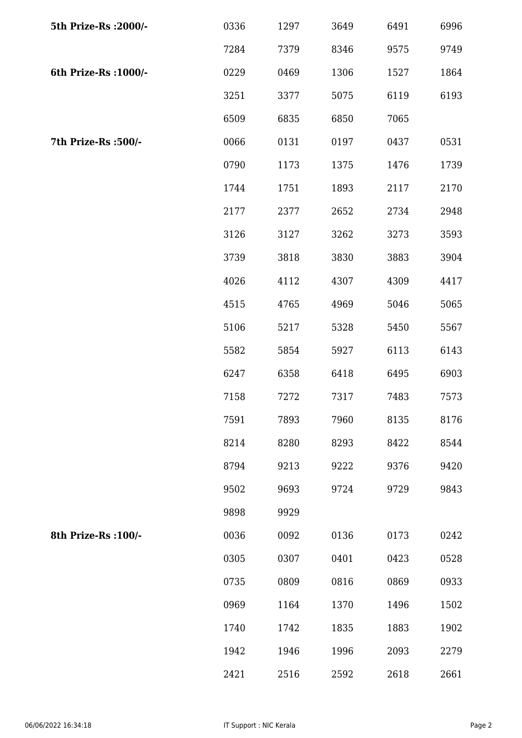| | | | | | |
|---|---|---|---|---|---|
| **5th Prize-Rs :2000/-** | 0336 | 1297 | 3649 | 6491 | 6996 |
| | 7284 | 7379 | 8346 | 9575 | 9749 |
| **6th Prize-Rs :1000/-** | 0229 | 0469 | 1306 | 1527 | 1864 |
| | 3251 | 3377 | 5075 | 6119 | 6193 |
| | 6509 | 6835 | 6850 | 7065 | |
| **7th Prize-Rs :500/-** | 0066 | 0131 | 0197 | 0437 | 0531 |
| | 0790 | 1173 | 1375 | 1476 | 1739 |
| | 1744 | 1751 | 1893 | 2117 | 2170 |
| | 2177 | 2377 | 2652 | 2734 | 2948 |
| | 3126 | 3127 | 3262 | 3273 | 3593 |
| | 3739 | 3818 | 3830 | 3883 | 3904 |
| | 4026 | 4112 | 4307 | 4309 | 4417 |
| | 4515 | 4765 | 4969 | 5046 | 5065 |
| | 5106 | 5217 | 5328 | 5450 | 5567 |
| | 5582 | 5854 | 5927 | 6113 | 6143 |
| | 6247 | 6358 | 6418 | 6495 | 6903 |
| | 7158 | 7272 | 7317 | 7483 | 7573 |
| | 7591 | 7893 | 7960 | 8135 | 8176 |
| | 8214 | 8280 | 8293 | 8422 | 8544 |
| | 8794 | 9213 | 9222 | 9376 | 9420 |
| | 9502 | 9693 | 9724 | 9729 | 9843 |
| | 9898 | 9929 | | | |
| **8th Prize-Rs :100/-** | 0036 | 0092 | 0136 | 0173 | 0242 |
| | 0305 | 0307 | 0401 | 0423 | 0528 |
| | 0735 | 0809 | 0816 | 0869 | 0933 |
| | 0969 | 1164 | 1370 | 1496 | 1502 |
| | 1740 | 1742 | 1835 | 1883 | 1902 |
| | 1942 | 1946 | 1996 | 2093 | 2279 |
| | 2421 | 2516 | 2592 | 2618 | 2661 |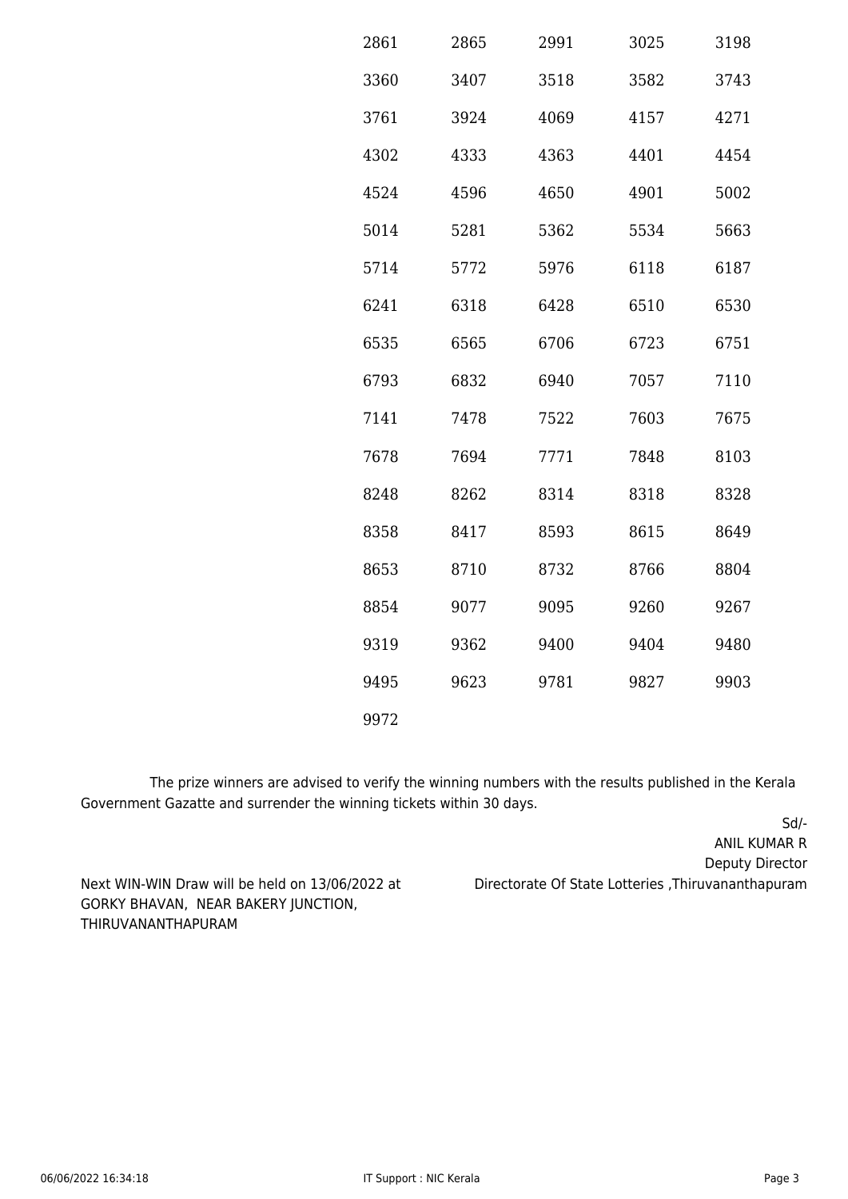| | | | | |
|---|---|---|---|---|
| 2861 | 2865 | 2991 | 3025 | 3198 |
| 3360 | 3407 | 3518 | 3582 | 3743 |
| 3761 | 3924 | 4069 | 4157 | 4271 |
| 4302 | 4333 | 4363 | 4401 | 4454 |
| 4524 | 4596 | 4650 | 4901 | 5002 |
| 5014 | 5281 | 5362 | 5534 | 5663 |
| 5714 | 5772 | 5976 | 6118 | 6187 |
| 6241 | 6318 | 6428 | 6510 | 6530 |
| 6535 | 6565 | 6706 | 6723 | 6751 |
| 6793 | 6832 | 6940 | 7057 | 7110 |
| 7141 | 7478 | 7522 | 7603 | 7675 |
| 7678 | 7694 | 7771 | 7848 | 8103 |
| 8248 | 8262 | 8314 | 8318 | 8328 |
| 8358 | 8417 | 8593 | 8615 | 8649 |
| 8653 | 8710 | 8732 | 8766 | 8804 |
| 8854 | 9077 | 9095 | 9260 | 9267 |
| 9319 | 9362 | 9400 | 9404 | 9480 |
| 9495 | 9623 | 9781 | 9827 | 9903 |
| 9972 | | | | |

The prize winners are advised to verify the winning numbers with the results published in the Kerala Government Gazatte and surrender the winning tickets within 30 days.

Sd/-
ANIL KUMAR R
Deputy Director
Directorate Of State Lotteries ,Thiruvananthapuram

Next WIN-WIN Draw will be held on 13/06/2022 at GORKY BHAVAN, NEAR BAKERY JUNCTION, THIRUVANANTHAPURAM

06/06/2022 16:34:18

IT Support : NIC Kerala